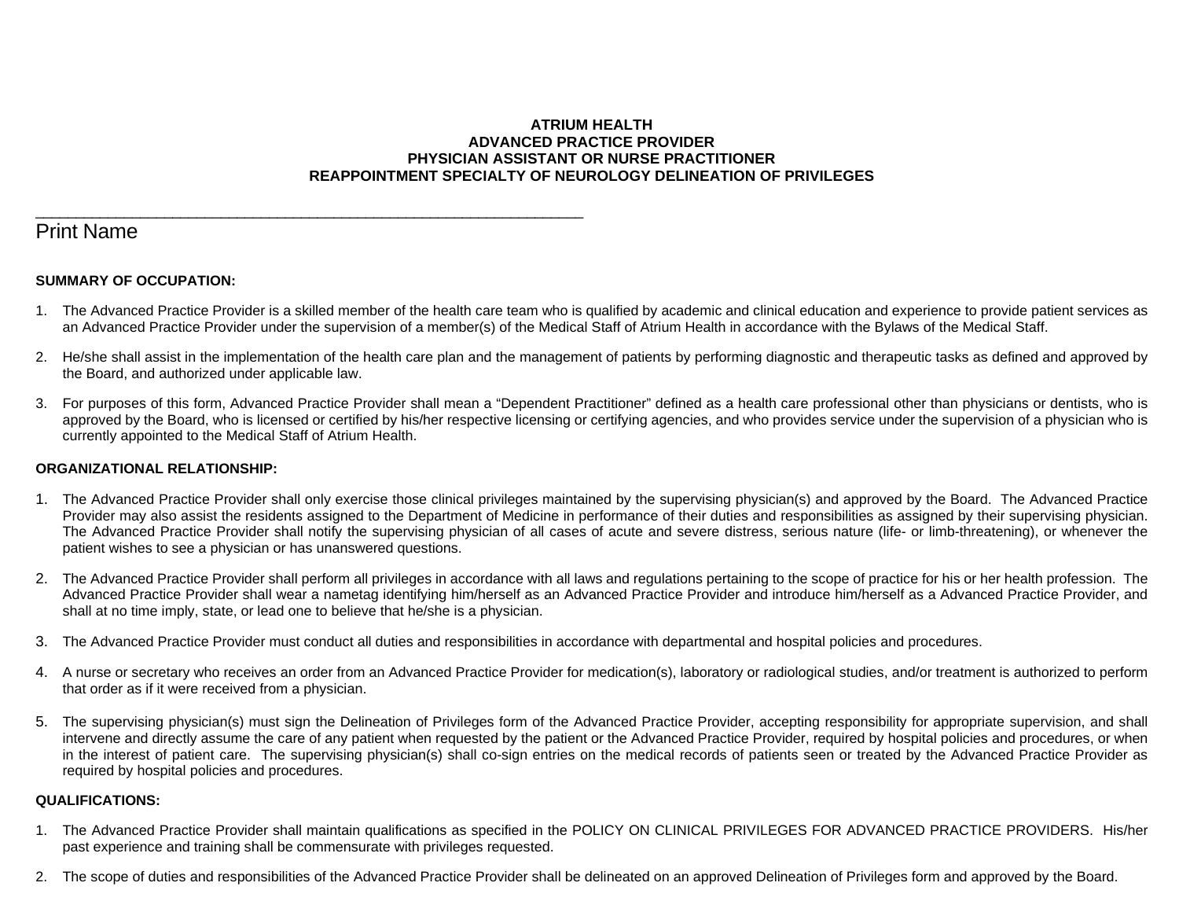# ATRIUM HEALTH
# ADVANCED PRACTICE PROVIDER
# PHYSICIAN ASSISTANT OR NURSE PRACTITIONER
# REAPPOINTMENT SPECIALTY OF NEUROLOGY DELINEATION OF PRIVILEGES

_______________________________________________________________

Print Name

**SUMMARY OF OCCUPATION:**

1. The Advanced Practice Provider is a skilled member of the health care team who is qualified by academic and clinical education and experience to provide patient services as an Advanced Practice Provider under the supervision of a member(s) of the Medical Staff of Atrium Health in accordance with the Bylaws of the Medical Staff.

2. He/she shall assist in the implementation of the health care plan and the management of patients by performing diagnostic and therapeutic tasks as defined and approved by the Board, and authorized under applicable law.

3. For purposes of this form, Advanced Practice Provider shall mean a "Dependent Practitioner" defined as a health care professional other than physicians or dentists, who is approved by the Board, who is licensed or certified by his/her respective licensing or certifying agencies, and who provides service under the supervision of a physician who is currently appointed to the Medical Staff of Atrium Health.

**ORGANIZATIONAL RELATIONSHIP:**

1. The Advanced Practice Provider shall only exercise those clinical privileges maintained by the supervising physician(s) and approved by the Board. The Advanced Practice Provider may also assist the residents assigned to the Department of Medicine in performance of their duties and responsibilities as assigned by their supervising physician. The Advanced Practice Provider shall notify the supervising physician of all cases of acute and severe distress, serious nature (life- or limb-threatening), or whenever the patient wishes to see a physician or has unanswered questions.

2. The Advanced Practice Provider shall perform all privileges in accordance with all laws and regulations pertaining to the scope of practice for his or her health profession. The Advanced Practice Provider shall wear a nametag identifying him/herself as an Advanced Practice Provider and introduce him/herself as a Advanced Practice Provider, and shall at no time imply, state, or lead one to believe that he/she is a physician.

3. The Advanced Practice Provider must conduct all duties and responsibilities in accordance with departmental and hospital policies and procedures.

4. A nurse or secretary who receives an order from an Advanced Practice Provider for medication(s), laboratory or radiological studies, and/or treatment is authorized to perform that order as if it were received from a physician.

5. The supervising physician(s) must sign the Delineation of Privileges form of the Advanced Practice Provider, accepting responsibility for appropriate supervision, and shall intervene and directly assume the care of any patient when requested by the patient or the Advanced Practice Provider, required by hospital policies and procedures, or when in the interest of patient care. The supervising physician(s) shall co-sign entries on the medical records of patients seen or treated by the Advanced Practice Provider as required by hospital policies and procedures.

**QUALIFICATIONS:**

1. The Advanced Practice Provider shall maintain qualifications as specified in the POLICY ON CLINICAL PRIVILEGES FOR ADVANCED PRACTICE PROVIDERS. His/her past experience and training shall be commensurate with privileges requested.

2. The scope of duties and responsibilities of the Advanced Practice Provider shall be delineated on an approved Delineation of Privileges form and approved by the Board.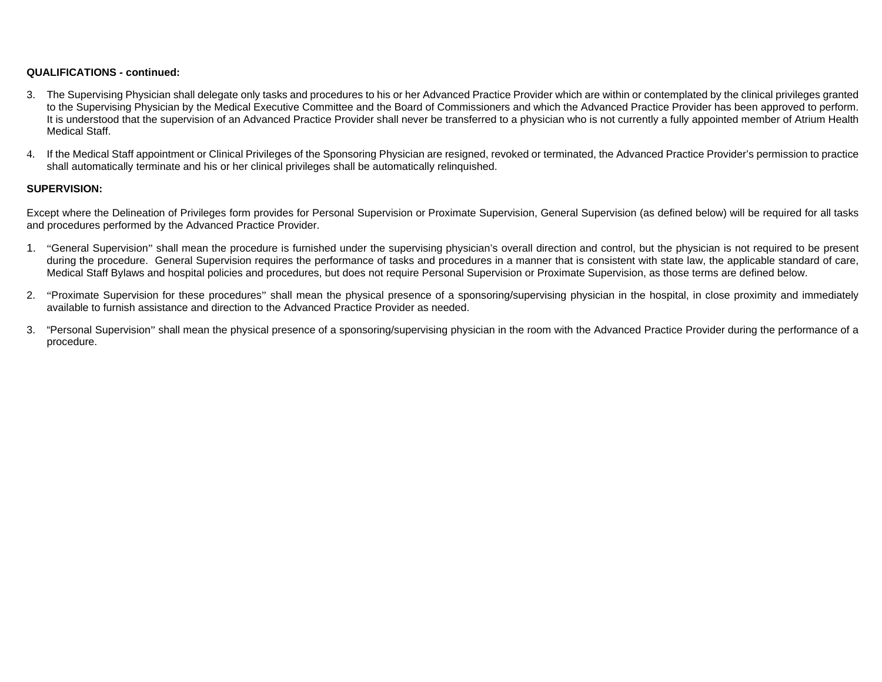**QUALIFICATIONS - continued:**

3. The Supervising Physician shall delegate only tasks and procedures to his or her Advanced Practice Provider which are within or contemplated by the clinical privileges granted to the Supervising Physician by the Medical Executive Committee and the Board of Commissioners and which the Advanced Practice Provider has been approved to perform. It is understood that the supervision of an Advanced Practice Provider shall never be transferred to a physician who is not currently a fully appointed member of Atrium Health Medical Staff.

4. If the Medical Staff appointment or Clinical Privileges of the Sponsoring Physician are resigned, revoked or terminated, the Advanced Practice Provider's permission to practice shall automatically terminate and his or her clinical privileges shall be automatically relinquished.

**SUPERVISION:**

Except where the Delineation of Privileges form provides for Personal Supervision or Proximate Supervision, General Supervision (as defined below) will be required for all tasks and procedures performed by the Advanced Practice Provider.

1. "General Supervision" shall mean the procedure is furnished under the supervising physician's overall direction and control, but the physician is not required to be present during the procedure. General Supervision requires the performance of tasks and procedures in a manner that is consistent with state law, the applicable standard of care, Medical Staff Bylaws and hospital policies and procedures, but does not require Personal Supervision or Proximate Supervision, as those terms are defined below.

2. "Proximate Supervision for these procedures" shall mean the physical presence of a sponsoring/supervising physician in the hospital, in close proximity and immediately available to furnish assistance and direction to the Advanced Practice Provider as needed.

3. "Personal Supervision" shall mean the physical presence of a sponsoring/supervising physician in the room with the Advanced Practice Provider during the performance of a procedure.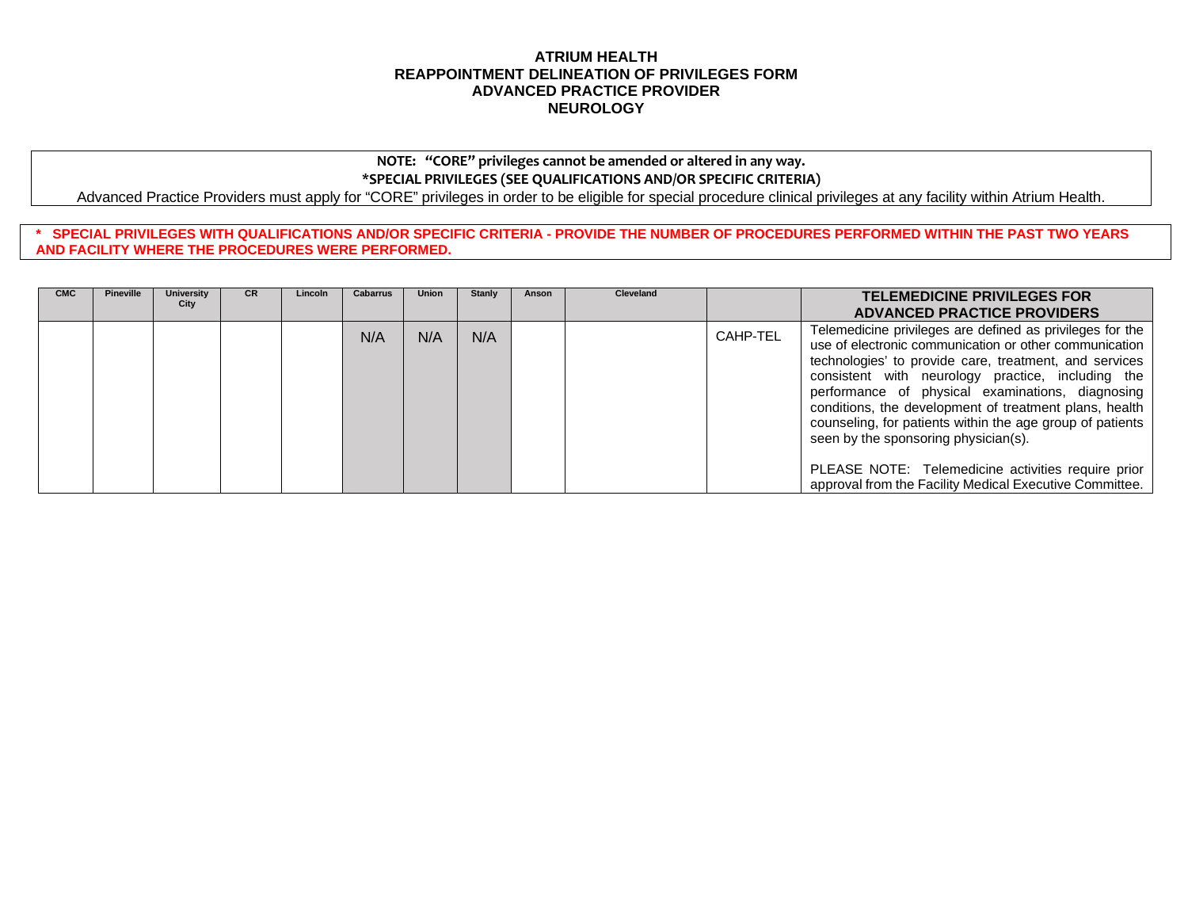**ATRIUM HEALTH**
**REAPPOINTMENT DELINEATION OF PRIVILEGES FORM**
**ADVANCED PRACTICE PROVIDER**
**NEUROLOGY**

**NOTE: "CORE" privileges cannot be amended or altered in any way.**
**\*SPECIAL PRIVILEGES (SEE QUALIFICATIONS AND/OR SPECIFIC CRITERIA)**
Advanced Practice Providers must apply for "CORE" privileges in order to be eligible for special procedure clinical privileges at any facility within Atrium Health.

**\* SPECIAL PRIVILEGES WITH QUALIFICATIONS AND/OR SPECIFIC CRITERIA - PROVIDE THE NUMBER OF PROCEDURES PERFORMED WITHIN THE PAST TWO YEARS AND FACILITY WHERE THE PROCEDURES WERE PERFORMED.**

| CMC | Pineville | University City | CR | Lincoln | Cabarrus | Union | Stanly | Anson | Cleveland | | TELEMEDICINE PRIVILEGES FOR ADVANCED PRACTICE PROVIDERS |
|---|---|---|---|---|---|---|---|---|---|---|---|
| | | | | | N/A | N/A | N/A | | | CAHP-TEL | Telemedicine privileges are defined as privileges for the use of electronic communication or other communication technologies' to provide care, treatment, and services consistent with neurology practice, including the performance of physical examinations, diagnosing conditions, the development of treatment plans, health counseling, for patients within the age group of patients seen by the sponsoring physician(s).<br><br>PLEASE NOTE: Telemedicine activities require prior approval from the Facility Medical Executive Committee. |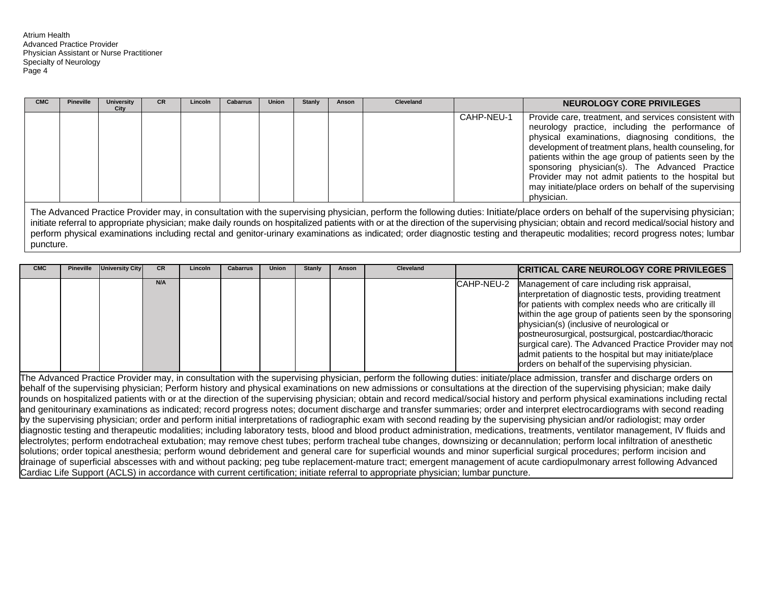| CMC | Pineville | University City | CR | Lincoln | Cabarrus | Union | Stanly | Anson | Cleveland | | NEUROLOGY CORE PRIVILEGES |
|---|---|---|---|---|---|---|---|---|---|---|---|
| | | | | | | | | | | CAHP-NEU-1 | Provide care, treatment, and services consistent with neurology practice, including the performance of physical examinations, diagnosing conditions, the development of treatment plans, health counseling, for patients within the age group of patients seen by the sponsoring physician(s). The Advanced Practice Provider may not admit patients to the hospital but may initiate/place orders on behalf of the supervising physician. |

The Advanced Practice Provider may, in consultation with the supervising physician, perform the following duties: Initiate/place orders on behalf of the supervising physician; initiate referral to appropriate physician; make daily rounds on hospitalized patients with or at the direction of the supervising physician; obtain and record medical/social history and perform physical examinations including rectal and genitor-urinary examinations as indicated; order diagnostic testing and therapeutic modalities; record progress notes; lumbar puncture.

| CMC | Pineville | University City | CR | Lincoln | Cabarrus | Union | Stanly | Anson | Cleveland | | CRITICAL CARE NEUROLOGY CORE PRIVILEGES |
|---|---|---|---|---|---|---|---|---|---|---|---|
| | | | N/A | | | | | | | CAHP-NEU-2 | Management of care including risk appraisal, interpretation of diagnostic tests, providing treatment for patients with complex needs who are critically ill within the age group of patients seen by the sponsoring physician(s) (inclusive of neurological or postneurosurgical, postsurgical, postcardiac/thoracic surgical care). The Advanced Practice Provider may not admit patients to the hospital but may initiate/place orders on behalf of the supervising physician. |

The Advanced Practice Provider may, in consultation with the supervising physician, perform the following duties: initiate/place admission, transfer and discharge orders on behalf of the supervising physician; Perform history and physical examinations on new admissions or consultations at the direction of the supervising physician; make daily rounds on hospitalized patients with or at the direction of the supervising physician; obtain and record medical/social history and perform physical examinations including rectal and genitourinary examinations as indicated; record progress notes; document discharge and transfer summaries; order and interpret electrocardiograms with second reading by the supervising physician; order and perform initial interpretations of radiographic exam with second reading by the supervising physician and/or radiologist; may order diagnostic testing and therapeutic modalities; including laboratory tests, blood and blood product administration, medications, treatments, ventilator management, IV fluids and electrolytes; perform endotracheal extubation; may remove chest tubes; perform tracheal tube changes, downsizing or decannulation; perform local infiltration of anesthetic solutions; order topical anesthesia; perform wound debridement and general care for superficial wounds and minor superficial surgical procedures; perform incision and drainage of superficial abscesses with and without packing; peg tube replacement-mature tract; emergent management of acute cardiopulmonary arrest following Advanced Cardiac Life Support (ACLS) in accordance with current certification; initiate referral to appropriate physician; lumbar puncture.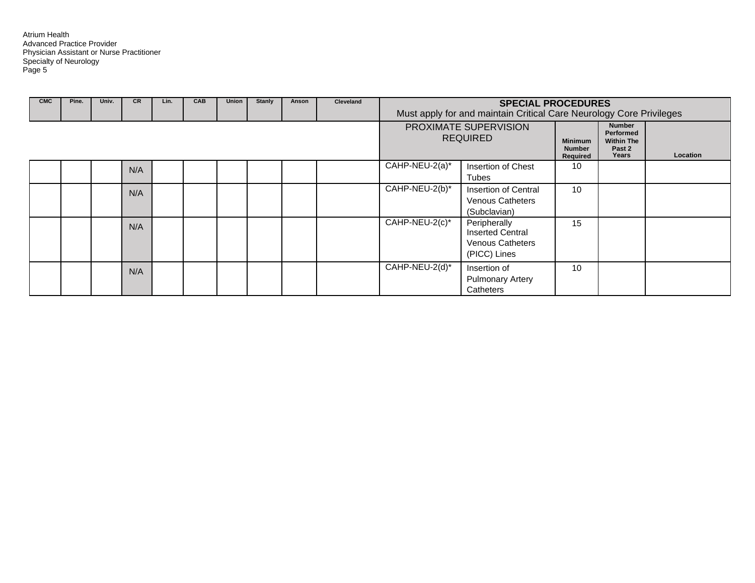| CMC | Pine. | Univ. | CR | Lin. | CAB | Union | Stanly | Anson | Cleveland | **SPECIAL PROCEDURES** Must apply for and maintain Critical Care Neurology Core Privileges | | | | |
|---|---|---|---|---|---|---|---|---|---|---|---|---|---|---|
| | | | | | | | | | | PROXIMATE SUPERVISION REQUIRED | | Minimum Number Required | Number Performed Within The Past 2 Years | Location |
| | | | N/A | | | | | | | CAHP-NEU-2(a)* | Insertion of Chest Tubes | 10 | | |
| | | | N/A | | | | | | | CAHP-NEU-2(b)* | Insertion of Central Venous Catheters (Subclavian) | 10 | | |
| | | | N/A | | | | | | | CAHP-NEU-2(c)* | Peripherally Inserted Central Venous Catheters (PICC) Lines | 15 | | |
| | | | N/A | | | | | | | CAHP-NEU-2(d)* | Insertion of Pulmonary Artery Catheters | 10 | | |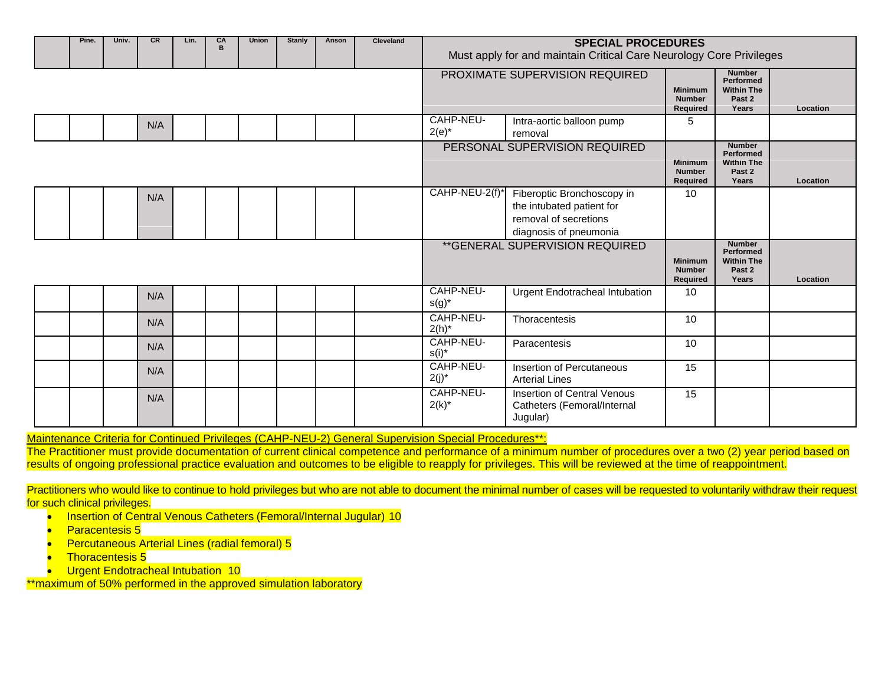| | Pine. | Univ. | CR | Lin. | CAB | Union | Stanly | Anson | Cleveland | SPECIAL PROCEDURES Must apply for and maintain Critical Care Neurology Core Privileges | | | | |
|---|---|---|---|---|---|---|---|---|---|---|---|---|---|---|
| | | | | | | | | | | PROXIMATE SUPERVISION REQUIRED | | Minimum Number Required | Number Performed Within The Past 2 Years | Location |
| | | | N/A | | | | | | | CAHP-NEU-2(e)* | Intra-aortic balloon pump removal | 5 | | |
| | | | | | | | | | | PERSONAL SUPERVISION REQUIRED | | Minimum Number Required | Number Performed Within The Past 2 Years | Location |
| | | | N/A | | | | | | | CAHP-NEU-2(f)* | Fiberoptic Bronchoscopy in the intubated patient for removal of secretions diagnosis of pneumonia | 10 | | |
| | | | | | | | | | | **GENERAL SUPERVISION REQUIRED | | Minimum Number Required | Number Performed Within The Past 2 Years | Location |
| | | | N/A | | | | | | | CAHP-NEU-s(g)* | Urgent Endotracheal Intubation | 10 | | |
| | | | N/A | | | | | | | CAHP-NEU-2(h)* | Thoracentesis | 10 | | |
| | | | N/A | | | | | | | CAHP-NEU-s(i)* | Paracentesis | 10 | | |
| | | | N/A | | | | | | | CAHP-NEU-2(j)* | Insertion of Percutaneous Arterial Lines | 15 | | |
| | | | N/A | | | | | | | CAHP-NEU-2(k)* | Insertion of Central Venous Catheters (Femoral/Internal Jugular) | 15 | | |

<u>Maintenance Criteria for Continued Privileges (CAHP-NEU-2) General Supervision Special Procedures**:</u>
The Practitioner must provide documentation of current clinical competence and performance of a minimum number of procedures over a two (2) year period based on results of ongoing professional practice evaluation and outcomes to be eligible to reapply for privileges. This will be reviewed at the time of reappointment.

Practitioners who would like to continue to hold privileges but who are not able to document the minimal number of cases will be requested to voluntarily withdraw their request for such clinical privileges.

- Insertion of Central Venous Catheters (Femoral/Internal Jugular) 10
- Paracentesis 5
- Percutaneous Arterial Lines (radial femoral) 5
- Thoracentesis 5
- Urgent Endotracheal Intubation 10

**maximum of 50% performed in the approved simulation laboratory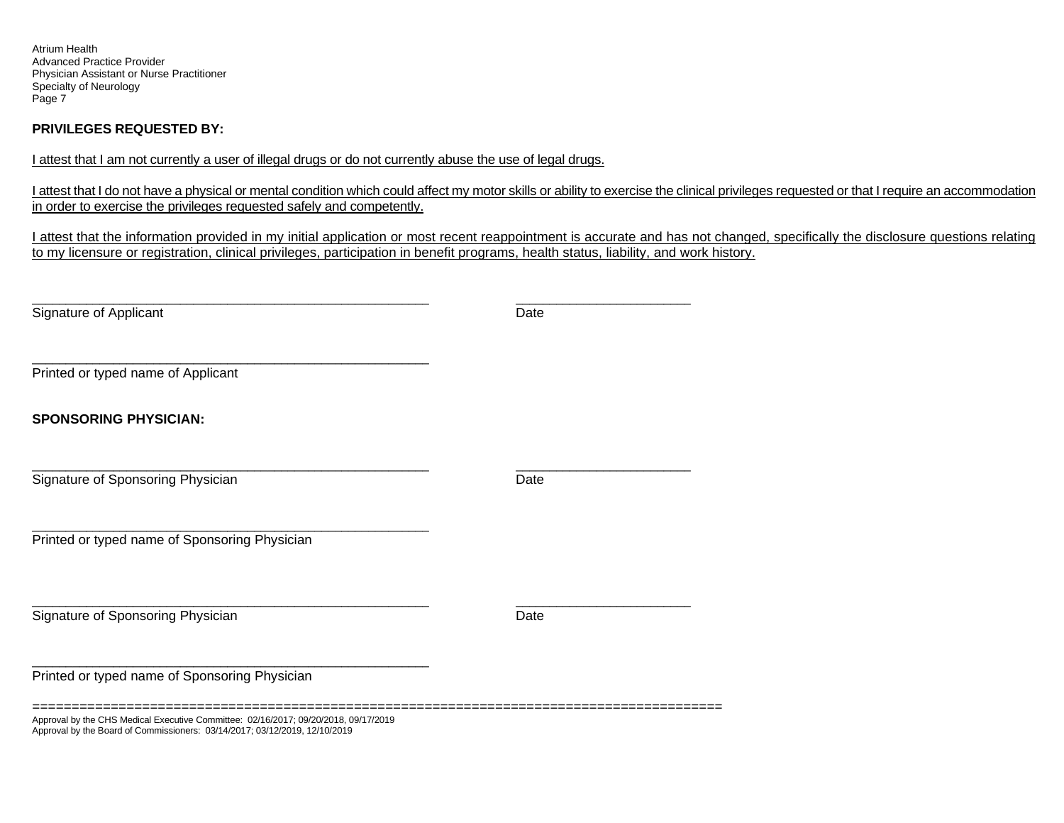**PRIVILEGES REQUESTED BY:**

I attest that I am not currently a user of illegal drugs or do not currently abuse the use of legal drugs.

I attest that I do not have a physical or mental condition which could affect my motor skills or ability to exercise the clinical privileges requested or that I require an accommodation in order to exercise the privileges requested safely and competently.

I attest that the information provided in my initial application or most recent reappointment is accurate and has not changed, specifically the disclosure questions relating to my licensure or registration, clinical privileges, participation in benefit programs, health status, liability, and work history.

_______________________________________________________ _______________________

Signature of Applicant Date

_______________________________________________________

Printed or typed name of Applicant

**SPONSORING PHYSICIAN:**

_______________________________________________________ _______________________

Signature of Sponsoring Physician Date

_______________________________________________________

Printed or typed name of Sponsoring Physician

_______________________________________________________ _______________________

Signature of Sponsoring Physician Date

_______________________________________________________

Printed or typed name of Sponsoring Physician

=====================================================================================

Approval by the CHS Medical Executive Committee: 02/16/2017; 09/20/2018, 09/17/2019
Approval by the Board of Commissioners: 03/14/2017; 03/12/2019, 12/10/2019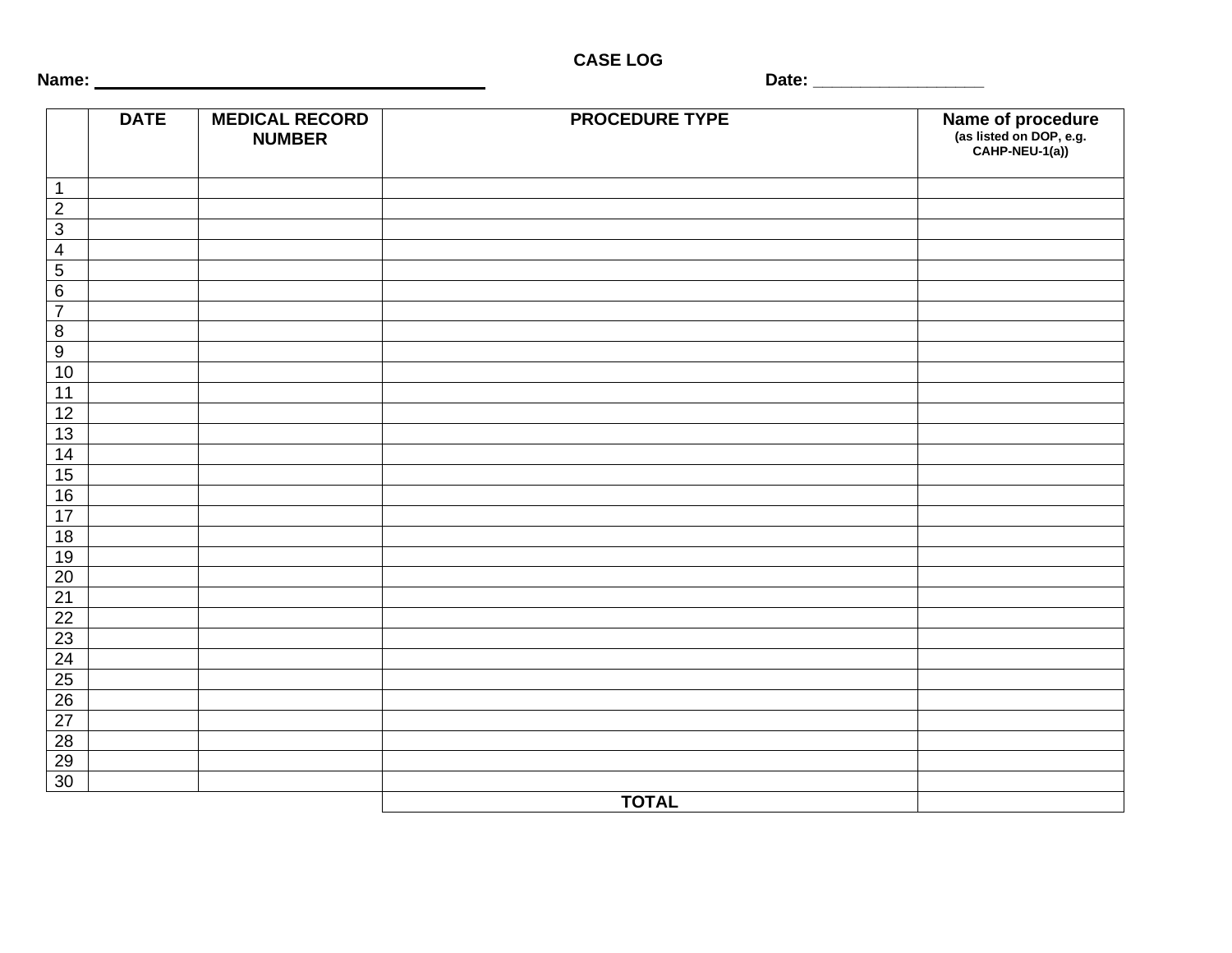# CASE LOG

**Name:** ________________________________________ **Date:** __________________

| | DATE | MEDICAL RECORD NUMBER | PROCEDURE TYPE | Name of procedure (as listed on DOP, e.g. CAHP-NEU-1(a)) |
|---|---|---|---|---|
| 1 | | | | |
| 2 | | | | |
| 3 | | | | |
| 4 | | | | |
| 5 | | | | |
| 6 | | | | |
| 7 | | | | |
| 8 | | | | |
| 9 | | | | |
| 10 | | | | |
| 11 | | | | |
| 12 | | | | |
| 13 | | | | |
| 14 | | | | |
| 15 | | | | |
| 16 | | | | |
| 17 | | | | |
| 18 | | | | |
| 19 | | | | |
| 20 | | | | |
| 21 | | | | |
| 22 | | | | |
| 23 | | | | |
| 24 | | | | |
| 25 | | | | |
| 26 | | | | |
| 27 | | | | |
| 28 | | | | |
| 29 | | | | |
| 30 | | | | |
| | | | **TOTAL** | |